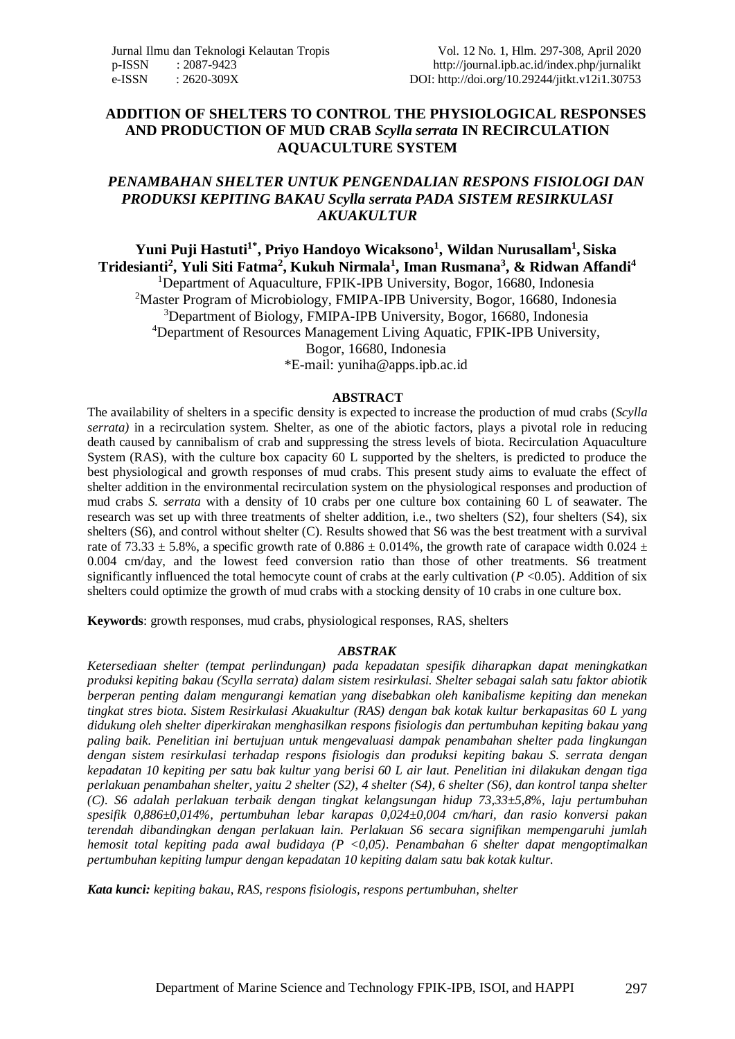# ADDITION OF SHELTERS TO CONTROL THE PHYSIOLOGICAL RESPONSES AND PRODUCTION OF MUD CRAB *Scylla serrata* IN RECIRCULATION AQUACULTURE SYSTEM

## *PENAMBAHAN SHELTER UNTUK PENGENDALIAN RESPONS FISIOLOGI DAN PRODUKSI KEPITING BAKAU Scylla serrata PADA SISTEM RESIRKULASI AKUAKULTUR*

**Yuni Puji Hastuti[1*], Priyo Handoyo Wicaksono[1], Wildan Nurusallam[1], Siska Tridesianti[2], Yuli Siti Fatma[2], Kukuh Nirmala[1], Iman Rusmana[3], & Ridwan Affandi[4]**

[1]Department of Aquaculture, FPIK-IPB University, Bogor, 16680, Indonesia
[2]Master Program of Microbiology, FMIPA-IPB University, Bogor, 16680, Indonesia
[3]Department of Biology, FMIPA-IPB University, Bogor, 16680, Indonesia
[4]Department of Resources Management Living Aquatic, FPIK-IPB University, Bogor, 16680, Indonesia
*E-mail: yuniha@apps.ipb.ac.id

### ABSTRACT

The availability of shelters in a specific density is expected to increase the production of mud crabs (*Scylla serrata)* in a recirculation system. Shelter, as one of the abiotic factors, plays a pivotal role in reducing death caused by cannibalism of crab and suppressing the stress levels of biota. Recirculation Aquaculture System (RAS), with the culture box capacity 60 L supported by the shelters, is predicted to produce the best physiological and growth responses of mud crabs. This present study aims to evaluate the effect of shelter addition in the environmental recirculation system on the physiological responses and production of mud crabs *S. serrata* with a density of 10 crabs per one culture box containing 60 L of seawater. The research was set up with three treatments of shelter addition, i.e., two shelters (S2), four shelters (S4), six shelters (S6), and control without shelter (C). Results showed that S6 was the best treatment with a survival rate of 73.33 ± 5.8%, a specific growth rate of 0.886 ± 0.014%, the growth rate of carapace width 0.024 ± 0.004 cm/day, and the lowest feed conversion ratio than those of other treatments. S6 treatment significantly influenced the total hemocyte count of crabs at the early cultivation ($P$ <0.05). Addition of six shelters could optimize the growth of mud crabs with a stocking density of 10 crabs in one culture box.

**Keywords**: growth responses, mud crabs, physiological responses, RAS, shelters

### *ABSTRAK*

*Ketersediaan shelter (tempat perlindungan) pada kepadatan spesifik diharapkan dapat meningkatkan produksi kepiting bakau (Scylla serrata) dalam sistem resirkulasi. Shelter sebagai salah satu faktor abiotik berperan penting dalam mengurangi kematian yang disebabkan oleh kanibalisme kepiting dan menekan tingkat stres biota. Sistem Resirkulasi Akuakultur (RAS) dengan bak kotak kultur berkapasitas 60 L yang didukung oleh shelter diperkirakan menghasilkan respons fisiologis dan pertumbuhan kepiting bakau yang paling baik. Penelitian ini bertujuan untuk mengevaluasi dampak penambahan shelter pada lingkungan dengan sistem resirkulasi terhadap respons fisiologis dan produksi kepiting bakau S. serrata dengan kepadatan 10 kepiting per satu bak kultur yang berisi 60 L air laut. Penelitian ini dilakukan dengan tiga perlakuan penambahan shelter, yaitu 2 shelter (S2), 4 shelter (S4), 6 shelter (S6), dan kontrol tanpa shelter (C). S6 adalah perlakuan terbaik dengan tingkat kelangsungan hidup 73,33±5,8%, laju pertumbuhan spesifik 0,886±0,014%, pertumbuhan lebar karapas 0,024±0,004 cm/hari, dan rasio konversi pakan terendah dibandingkan dengan perlakuan lain. Perlakuan S6 secara signifikan mempengaruhi jumlah hemosit total kepiting pada awal budidaya (P <0,05). Penambahan 6 shelter dapat mengoptimalkan pertumbuhan kepiting lumpur dengan kepadatan 10 kepiting dalam satu bak kotak kultur.*

***Kata kunci:*** *kepiting bakau, RAS, respons fisiologis, respons pertumbuhan, shelter*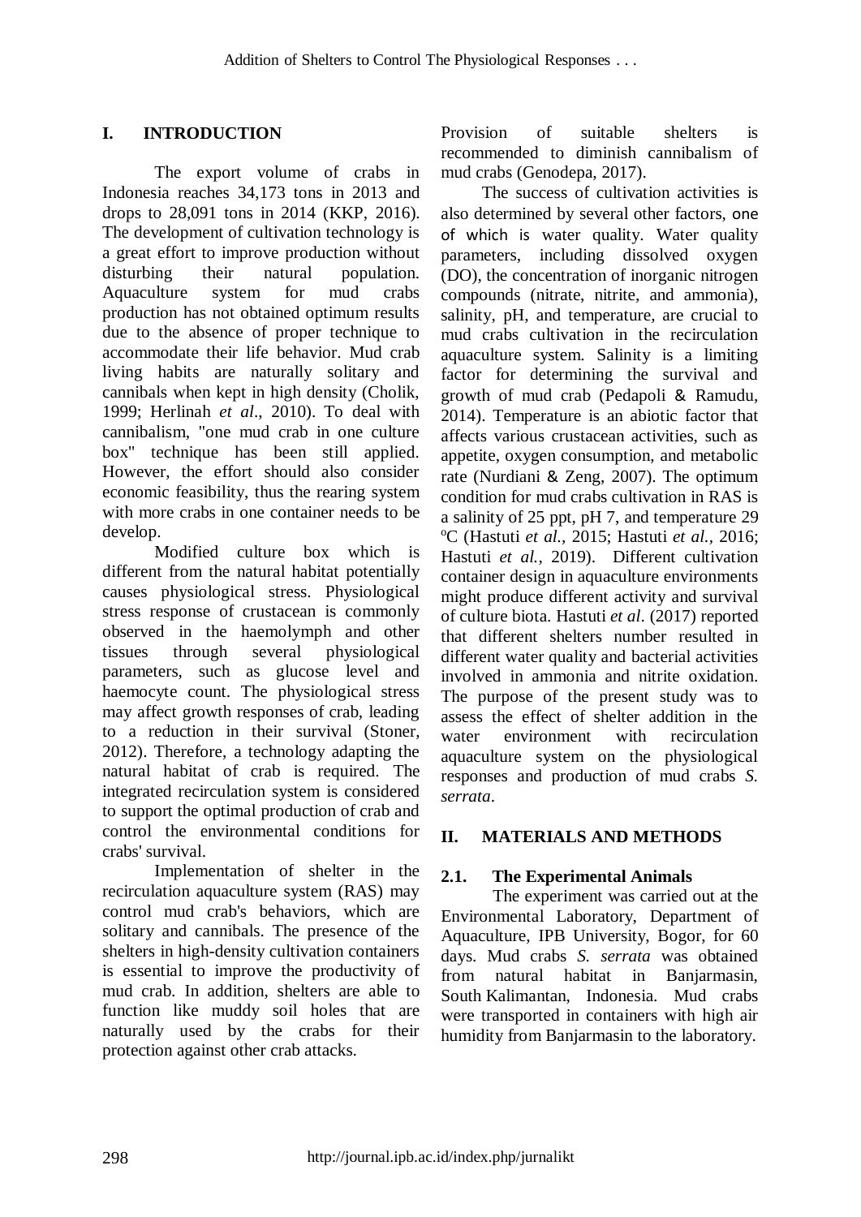## I. INTRODUCTION

The export volume of crabs in Indonesia reaches 34,173 tons in 2013 and drops to 28,091 tons in 2014 (KKP, 2016). The development of cultivation technology is a great effort to improve production without disturbing their natural population. Aquaculture system for mud crabs production has not obtained optimum results due to the absence of proper technique to accommodate their life behavior. Mud crab living habits are naturally solitary and cannibals when kept in high density (Cholik, 1999; Herlinah *et al*., 2010). To deal with cannibalism, "one mud crab in one culture box" technique has been still applied. However, the effort should also consider economic feasibility, thus the rearing system with more crabs in one container needs to be develop.

Modified culture box which is different from the natural habitat potentially causes physiological stress. Physiological stress response of crustacean is commonly observed in the haemolymph and other tissues through several physiological parameters, such as glucose level and haemocyte count. The physiological stress may affect growth responses of crab, leading to a reduction in their survival (Stoner, 2012). Therefore, a technology adapting the natural habitat of crab is required. The integrated recirculation system is considered to support the optimal production of crab and control the environmental conditions for crabs' survival.

Implementation of shelter in the recirculation aquaculture system (RAS) may control mud crab's behaviors, which are solitary and cannibals. The presence of the shelters in high-density cultivation containers is essential to improve the productivity of mud crab. In addition, shelters are able to function like muddy soil holes that are naturally used by the crabs for their protection against other crab attacks. Provision of suitable shelters is recommended to diminish cannibalism of mud crabs (Genodepa, 2017).

The success of cultivation activities is also determined by several other factors, one of which is water quality. Water quality parameters, including dissolved oxygen (DO), the concentration of inorganic nitrogen compounds (nitrate, nitrite, and ammonia), salinity, pH, and temperature, are crucial to mud crabs cultivation in the recirculation aquaculture system. Salinity is a limiting factor for determining the survival and growth of mud crab (Pedapoli & Ramudu, 2014). Temperature is an abiotic factor that affects various crustacean activities, such as appetite, oxygen consumption, and metabolic rate (Nurdiani & Zeng, 2007). The optimum condition for mud crabs cultivation in RAS is a salinity of 25 ppt, pH 7, and temperature 29 $^{o}$C (Hastuti *et al.,* 2015; Hastuti *et al.,* 2016; Hastuti *et al.,* 2019). Different cultivation container design in aquaculture environments might produce different activity and survival of culture biota. Hastuti *et al*. (2017) reported that different shelters number resulted in different water quality and bacterial activities involved in ammonia and nitrite oxidation. The purpose of the present study was to assess the effect of shelter addition in the water environment with recirculation aquaculture system on the physiological responses and production of mud crabs *S. serrata*.

## II. MATERIALS AND METHODS

### 2.1. The Experimental Animals

The experiment was carried out at the Environmental Laboratory, Department of Aquaculture, IPB University, Bogor, for 60 days. Mud crabs *S. serrata* was obtained from natural habitat in Banjarmasin, South Kalimantan, Indonesia. Mud crabs were transported in containers with high air humidity from Banjarmasin to the laboratory.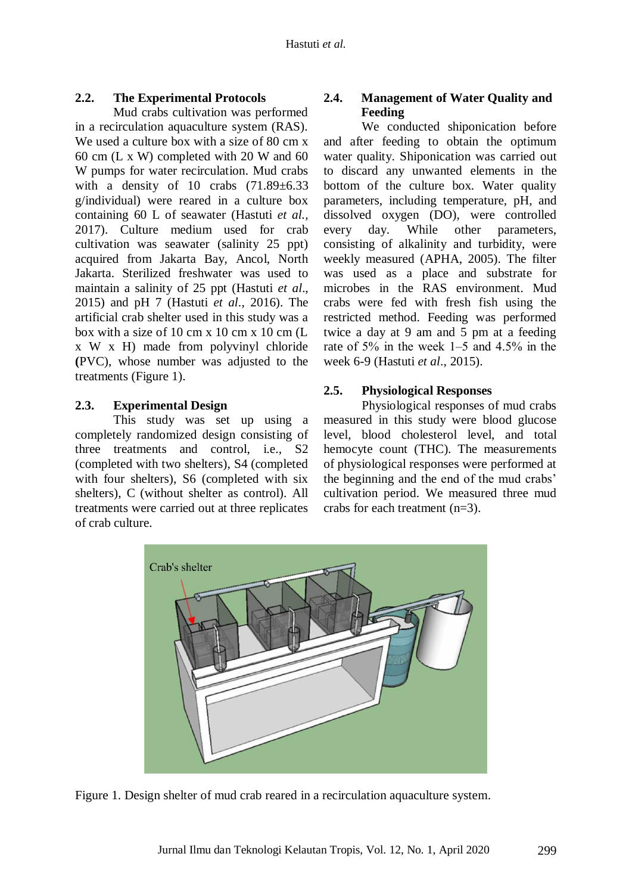## 2.2. The Experimental Protocols

Mud crabs cultivation was performed in a recirculation aquaculture system (RAS). We used a culture box with a size of 80 cm x 60 cm (L x W) completed with 20 W and 60 W pumps for water recirculation. Mud crabs with a density of 10 crabs (71.89±6.33 g/individual) were reared in a culture box containing 60 L of seawater (Hastuti *et al.*, 2017). Culture medium used for crab cultivation was seawater (salinity 25 ppt) acquired from Jakarta Bay, Ancol, North Jakarta. Sterilized freshwater was used to maintain a salinity of 25 ppt (Hastuti *et al*., 2015) and pH 7 (Hastuti *et al*., 2016). The artificial crab shelter used in this study was a box with a size of 10 cm x 10 cm x 10 cm (L x W x H) made from polyvinyl chloride **(**PVC), whose number was adjusted to the treatments (Figure 1).

## 2.3. Experimental Design

This study was set up using a completely randomized design consisting of three treatments and control, i.e., S2 (completed with two shelters), S4 (completed with four shelters), S6 (completed with six shelters), C (without shelter as control). All treatments were carried out at three replicates of crab culture.

## 2.4. Management of Water Quality and Feeding

We conducted shiponication before and after feeding to obtain the optimum water quality. Shiponication was carried out to discard any unwanted elements in the bottom of the culture box. Water quality parameters, including temperature, pH, and dissolved oxygen (DO), were controlled every day. While other parameters, consisting of alkalinity and turbidity, were weekly measured (APHA, 2005). The filter was used as a place and substrate for microbes in the RAS environment. Mud crabs were fed with fresh fish using the restricted method. Feeding was performed twice a day at 9 am and 5 pm at a feeding rate of 5% in the week 1–5 and 4.5% in the week 6-9 (Hastuti *et al*., 2015).

## 2.5. Physiological Responses

Physiological responses of mud crabs measured in this study were blood glucose level, blood cholesterol level, and total hemocyte count (THC). The measurements of physiological responses were performed at the beginning and the end of the mud crabs' cultivation period. We measured three mud crabs for each treatment (n=3).

Figure 1. Design shelter of mud crab reared in a recirculation aquaculture system.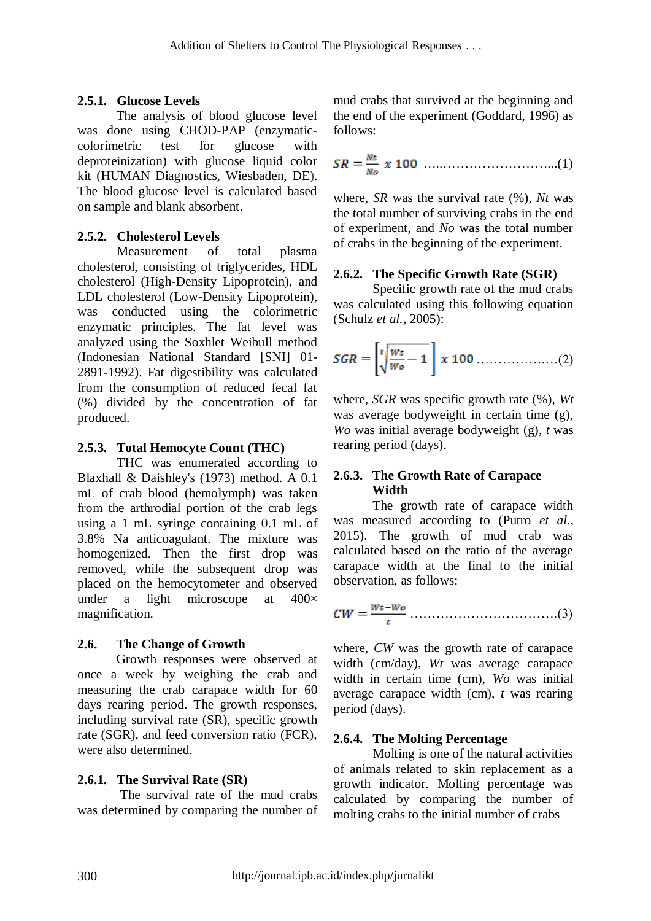#### 2.5.1. Glucose Levels

The analysis of blood glucose level was done using CHOD-PAP (enzymatic-colorimetric test for glucose with deproteinization) with glucose liquid color kit (HUMAN Diagnostics, Wiesbaden, DE). The blood glucose level is calculated based on sample and blank absorbent.

#### 2.5.2. Cholesterol Levels

Measurement of total plasma cholesterol, consisting of triglycerides, HDL cholesterol (High-Density Lipoprotein), and LDL cholesterol (Low-Density Lipoprotein), was conducted using the colorimetric enzymatic principles. The fat level was analyzed using the Soxhlet Weibull method (Indonesian National Standard [SNI] 01-2891-1992). Fat digestibility was calculated from the consumption of reduced fecal fat (%) divided by the concentration of fat produced.

#### 2.5.3. Total Hemocyte Count (THC)

THC was enumerated according to Blaxhall & Daishley's (1973) method. A 0.1 mL of crab blood (hemolymph) was taken from the arthrodial portion of the crab legs using a 1 mL syringe containing 0.1 mL of 3.8% Na anticoagulant. The mixture was homogenized. Then the first drop was removed, while the subsequent drop was placed on the hemocytometer and observed under a light microscope at 400× magnification.

### 2.6. The Change of Growth

Growth responses were observed at once a week by weighing the crab and measuring the crab carapace width for 60 days rearing period. The growth responses, including survival rate (SR), specific growth rate (SGR), and feed conversion ratio (FCR), were also determined.

#### 2.6.1. The Survival Rate (SR)

The survival rate of the mud crabs was determined by comparing the number of mud crabs that survived at the beginning and the end of the experiment (Goddard, 1996) as follows:

$$SR = \frac{Nt}{No} \times 100 \quad \ldots\ldots\ldots\ldots\ldots\ldots\ldots\ldots\ldots(1)$$

where, *SR* was the survival rate (%), *Nt* was the total number of surviving crabs in the end of experiment, and *No* was the total number of crabs in the beginning of the experiment.

#### 2.6.2. The Specific Growth Rate (SGR)

Specific growth rate of the mud crabs was calculated using this following equation (Schulz *et al.*, 2005):

$$SGR = \left[\sqrt[t]{\frac{Wt}{Wo}} - 1\right] \times 100 \quad \ldots\ldots\ldots\ldots\ldots\ldots(2)$$

where, *SGR* was specific growth rate (%), *Wt* was average bodyweight in certain time (g), *Wo* was initial average bodyweight (g), *t* was rearing period (days).

#### 2.6.3. The Growth Rate of Carapace Width

The growth rate of carapace width was measured according to (Putro *et al.*, 2015). The growth of mud crab was calculated based on the ratio of the average carapace width at the final to the initial observation, as follows:

$$CW = \frac{Wt - Wo}{t} \quad \ldots\ldots\ldots\ldots\ldots\ldots\ldots\ldots\ldots\ldots(3)$$

where, *CW* was the growth rate of carapace width (cm/day), *Wt* was average carapace width in certain time (cm), *Wo* was initial average carapace width (cm), *t* was rearing period (days).

#### 2.6.4. The Molting Percentage

Molting is one of the natural activities of animals related to skin replacement as a growth indicator. Molting percentage was calculated by comparing the number of molting crabs to the initial number of crabs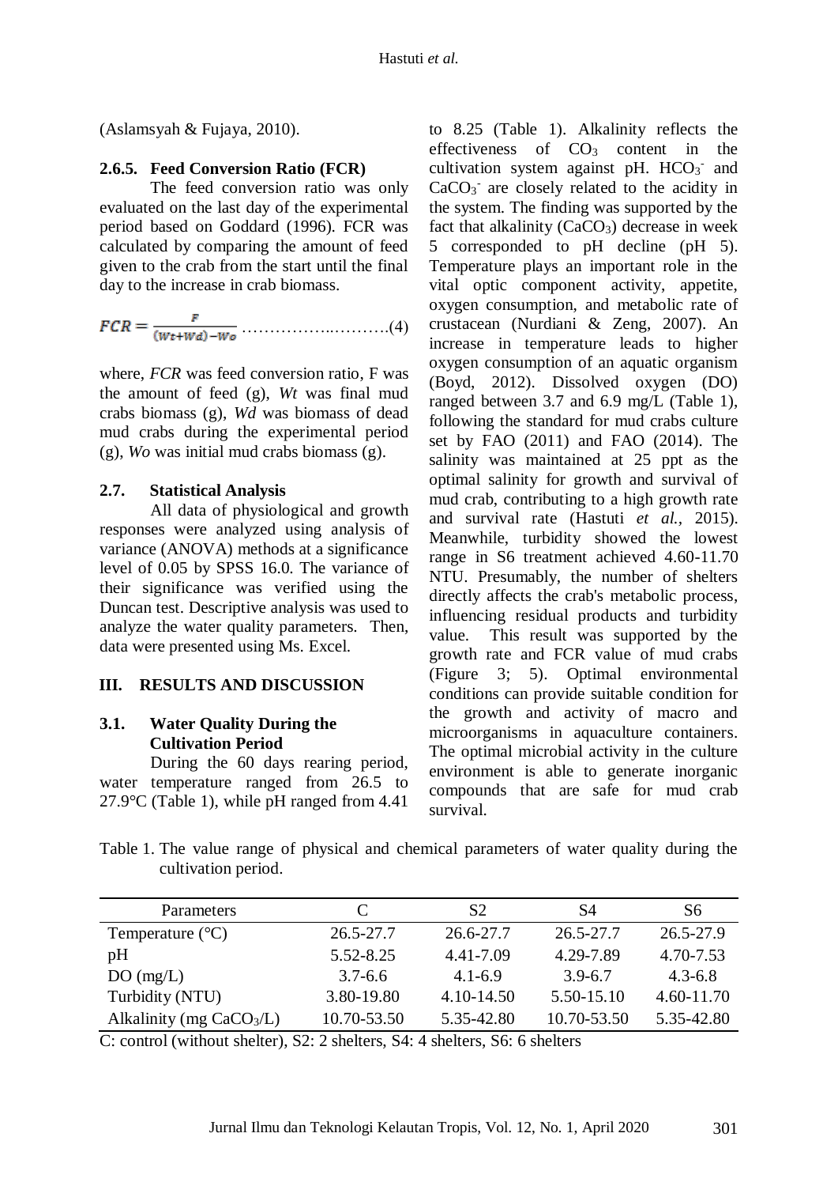(Aslamsyah & Fujaya, 2010).

### 2.6.5. Feed Conversion Ratio (FCR)

The feed conversion ratio was only evaluated on the last day of the experimental period based on Goddard (1996). FCR was calculated by comparing the amount of feed given to the crab from the start until the final day to the increase in crab biomass.

$$FCR = \frac{F}{(Wt+Wd)-Wo} \quad \text{………………..……….(4)}$$

where, *FCR* was feed conversion ratio, F was the amount of feed (g), *Wt* was final mud crabs biomass (g), *Wd* was biomass of dead mud crabs during the experimental period (g), *Wo* was initial mud crabs biomass (g).

### 2.7. Statistical Analysis

All data of physiological and growth responses were analyzed using analysis of variance (ANOVA) methods at a significance level of 0.05 by SPSS 16.0. The variance of their significance was verified using the Duncan test. Descriptive analysis was used to analyze the water quality parameters. Then, data were presented using Ms. Excel.

## III. RESULTS AND DISCUSSION

### 3.1. Water Quality During the Cultivation Period

During the 60 days rearing period, water temperature ranged from 26.5 to 27.9°C (Table 1), while pH ranged from 4.41 to 8.25 (Table 1). Alkalinity reflects the effectiveness of $CO_3$ content in the cultivation system against pH. $HCO_3^-$ and $CaCO_3^-$ are closely related to the acidity in the system. The finding was supported by the fact that alkalinity ($CaCO_3$) decrease in week 5 corresponded to pH decline (pH 5). Temperature plays an important role in the vital optic component activity, appetite, oxygen consumption, and metabolic rate of crustacean (Nurdiani & Zeng, 2007). An increase in temperature leads to higher oxygen consumption of an aquatic organism (Boyd, 2012). Dissolved oxygen (DO) ranged between 3.7 and 6.9 mg/L (Table 1), following the standard for mud crabs culture set by FAO (2011) and FAO (2014). The salinity was maintained at 25 ppt as the optimal salinity for growth and survival of mud crab, contributing to a high growth rate and survival rate (Hastuti *et al.*, 2015). Meanwhile, turbidity showed the lowest range in S6 treatment achieved 4.60-11.70 NTU. Presumably, the number of shelters directly affects the crab's metabolic process, influencing residual products and turbidity value. This result was supported by the growth rate and FCR value of mud crabs (Figure 3; 5). Optimal environmental conditions can provide suitable condition for the growth and activity of macro and microorganisms in aquaculture containers. The optimal microbial activity in the culture environment is able to generate inorganic compounds that are safe for mud crab survival.

Table 1. The value range of physical and chemical parameters of water quality during the cultivation period.

| Parameters | C | S2 | S4 | S6 |
|---|---|---|---|---|
| Temperature (°C) | 26.5-27.7 | 26.6-27.7 | 26.5-27.7 | 26.5-27.9 |
| pH | 5.52-8.25 | 4.41-7.09 | 4.29-7.89 | 4.70-7.53 |
| DO (mg/L) | 3.7-6.6 | 4.1-6.9 | 3.9-6.7 | 4.3-6.8 |
| Turbidity (NTU) | 3.80-19.80 | 4.10-14.50 | 5.50-15.10 | 4.60-11.70 |
| Alkalinity (mg $CaCO_3$/L) | 10.70-53.50 | 5.35-42.80 | 10.70-53.50 | 5.35-42.80 |

C: control (without shelter), S2: 2 shelters, S4: 4 shelters, S6: 6 shelters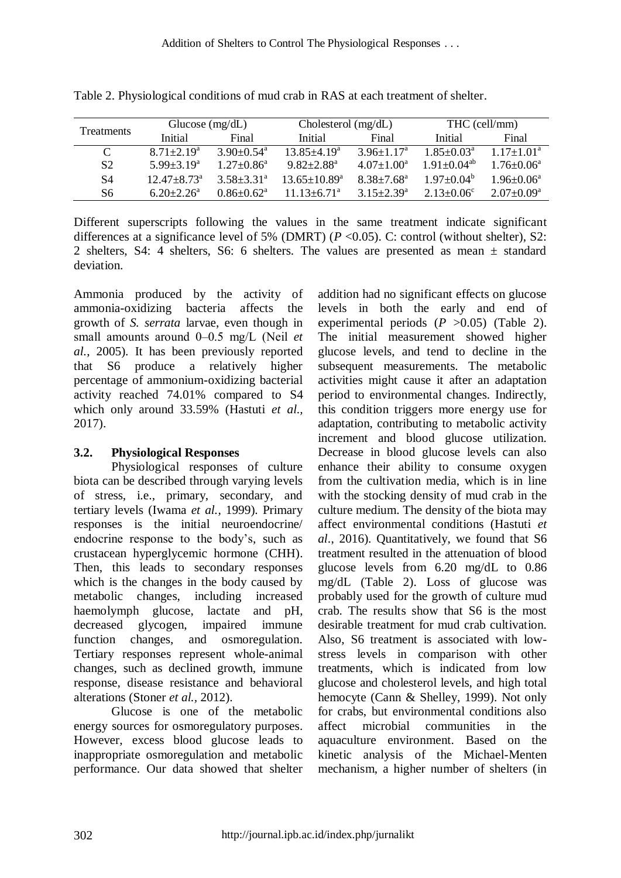Table 2. Physiological conditions of mud crab in RAS at each treatment of shelter.

| Treatments | Glucose (mg/dL) | | Cholesterol (mg/dL) | | THC (cell/mm) | |
|---|---|---|---|---|---|---|
| | Initial | Final | Initial | Final | Initial | Final |
| C | 8.71±2.19[a] | 3.90±0.54[a] | 13.85±4.19[a] | 3.96±1.17[a] | 1.85±0.03[a] | 1.17±1.01[a] |
| S2 | 5.99±3.19[a] | 1.27±0.86[a] | 9.82±2.88[a] | 4.07±1.00[a] | 1.91±0.04[ab] | 1.76±0.06[a] |
| S4 | 12.47±8.73[a] | 3.58±3.31[a] | 13.65±10.89[a] | 8.38±7.68[a] | 1.97±0.04[b] | 1.96±0.06[a] |
| S6 | 6.20±2.26[a] | 0.86±0.62[a] | 11.13±6.71[a] | 3.15±2.39[a] | 2.13±0.06[c] | 2.07±0.09[a] |

Different superscripts following the values in the same treatment indicate significant differences at a significance level of 5% (DMRT) ($P$ <0.05). C: control (without shelter), S2: 2 shelters, S4: 4 shelters, S6: 6 shelters. The values are presented as mean ± standard deviation.

Ammonia produced by the activity of ammonia-oxidizing bacteria affects the growth of *S. serrata* larvae, even though in small amounts around 0–0.5 mg/L (Neil *et al.*, 2005). It has been previously reported that S6 produce a relatively higher percentage of ammonium-oxidizing bacterial activity reached 74.01% compared to S4 which only around 33.59% (Hastuti *et al.*, 2017).

### 3.2. Physiological Responses

Physiological responses of culture biota can be described through varying levels of stress, i.e., primary, secondary, and tertiary levels (Iwama *et al.*, 1999). Primary responses is the initial neuroendocrine/ endocrine response to the body's, such as crustacean hyperglycemic hormone (CHH). Then, this leads to secondary responses which is the changes in the body caused by metabolic changes, including increased haemolymph glucose, lactate and pH, decreased glycogen, impaired immune function changes, and osmoregulation. Tertiary responses represent whole-animal changes, such as declined growth, immune response, disease resistance and behavioral alterations (Stoner *et al.*, 2012).

Glucose is one of the metabolic energy sources for osmoregulatory purposes. However, excess blood glucose leads to inappropriate osmoregulation and metabolic performance. Our data showed that shelter addition had no significant effects on glucose levels in both the early and end of experimental periods ($P$ >0.05) (Table 2). The initial measurement showed higher glucose levels, and tend to decline in the subsequent measurements. The metabolic activities might cause it after an adaptation period to environmental changes. Indirectly, this condition triggers more energy use for adaptation, contributing to metabolic activity increment and blood glucose utilization. Decrease in blood glucose levels can also enhance their ability to consume oxygen from the cultivation media, which is in line with the stocking density of mud crab in the culture medium. The density of the biota may affect environmental conditions (Hastuti *et al*., 2016). Quantitatively, we found that S6 treatment resulted in the attenuation of blood glucose levels from 6.20 mg/dL to 0.86 mg/dL (Table 2). Loss of glucose was probably used for the growth of culture mud crab. The results show that S6 is the most desirable treatment for mud crab cultivation. Also, S6 treatment is associated with low-stress levels in comparison with other treatments, which is indicated from low glucose and cholesterol levels, and high total hemocyte (Cann & Shelley, 1999). Not only for crabs, but environmental conditions also affect microbial communities in the aquaculture environment. Based on the kinetic analysis of the Michael-Menten mechanism, a higher number of shelters (in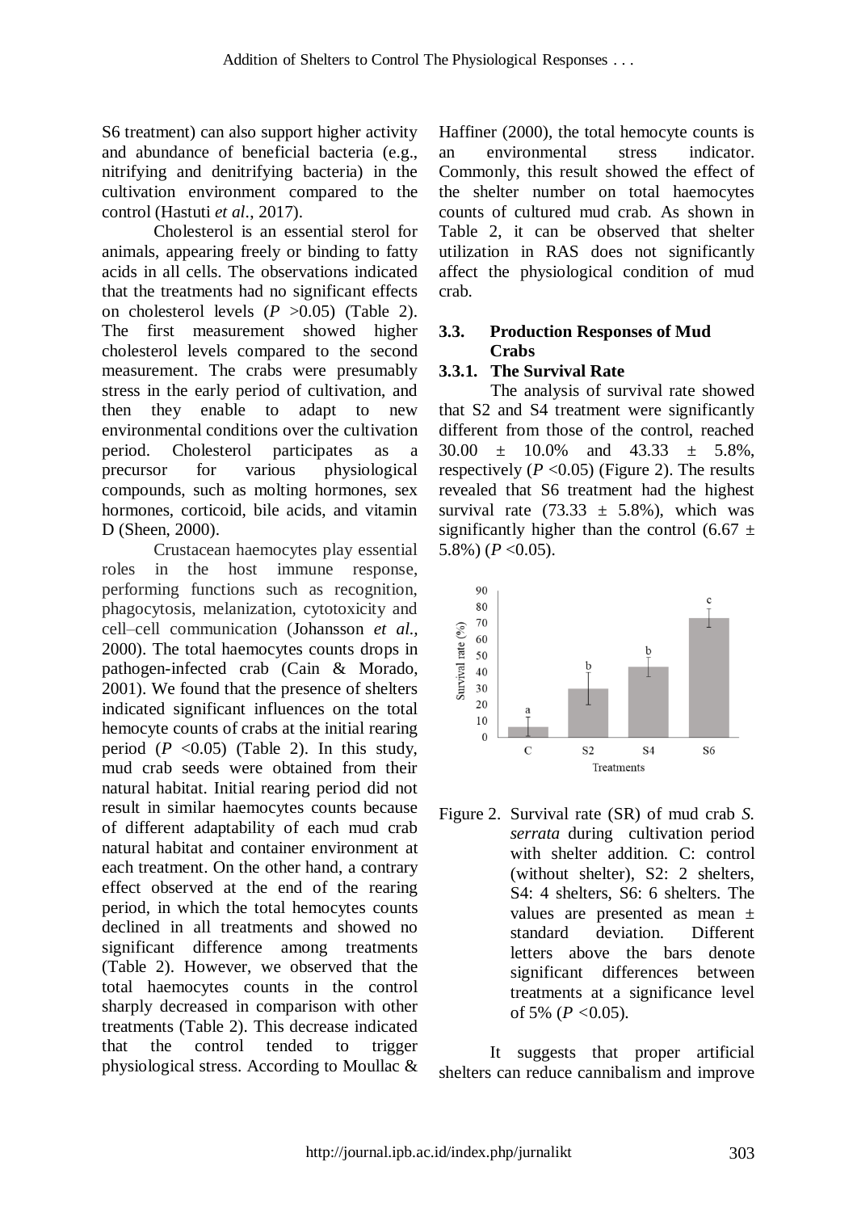S6 treatment) can also support higher activity and abundance of beneficial bacteria (e.g., nitrifying and denitrifying bacteria) in the cultivation environment compared to the control (Hastuti *et al*., 2017).

Cholesterol is an essential sterol for animals, appearing freely or binding to fatty acids in all cells. The observations indicated that the treatments had no significant effects on cholesterol levels ($P$ >0.05) (Table 2). The first measurement showed higher cholesterol levels compared to the second measurement. The crabs were presumably stress in the early period of cultivation, and then they enable to adapt to new environmental conditions over the cultivation period. Cholesterol participates as a precursor for various physiological compounds, such as molting hormones, sex hormones, corticoid, bile acids, and vitamin D (Sheen, 2000).

Crustacean haemocytes play essential roles in the host immune response, performing functions such as recognition, phagocytosis, melanization, cytotoxicity and cell–cell communication (Johansson *et al*., 2000). The total haemocytes counts drops in pathogen-infected crab (Cain & Morado, 2001). We found that the presence of shelters indicated significant influences on the total hemocyte counts of crabs at the initial rearing period ($P$ <0.05) (Table 2). In this study, mud crab seeds were obtained from their natural habitat. Initial rearing period did not result in similar haemocytes counts because of different adaptability of each mud crab natural habitat and container environment at each treatment. On the other hand, a contrary effect observed at the end of the rearing period, in which the total hemocytes counts declined in all treatments and showed no significant difference among treatments (Table 2). However, we observed that the total haemocytes counts in the control sharply decreased in comparison with other treatments (Table 2). This decrease indicated that the control tended to trigger physiological stress. According to Moullac & Haffiner (2000), the total hemocyte counts is an environmental stress indicator. Commonly, this result showed the effect of the shelter number on total haemocytes counts of cultured mud crab. As shown in Table 2, it can be observed that shelter utilization in RAS does not significantly affect the physiological condition of mud crab.

### 3.3. Production Responses of Mud Crabs

#### 3.3.1. The Survival Rate

The analysis of survival rate showed that S2 and S4 treatment were significantly different from those of the control, reached 30.00 ± 10.0% and 43.33 ± 5.8%, respectively ($P$ <0.05) (Figure 2). The results revealed that S6 treatment had the highest survival rate (73.33 ± 5.8%), which was significantly higher than the control (6.67 ± 5.8%) ($P$ <0.05).

Figure 2. Survival rate (SR) of mud crab *S. serrata* during cultivation period with shelter addition. C: control (without shelter), S2: 2 shelters, S4: 4 shelters, S6: 6 shelters. The values are presented as mean ± standard deviation. Different letters above the bars denote significant differences between treatments at a significance level of 5% ($P$ <0.05).

It suggests that proper artificial shelters can reduce cannibalism and improve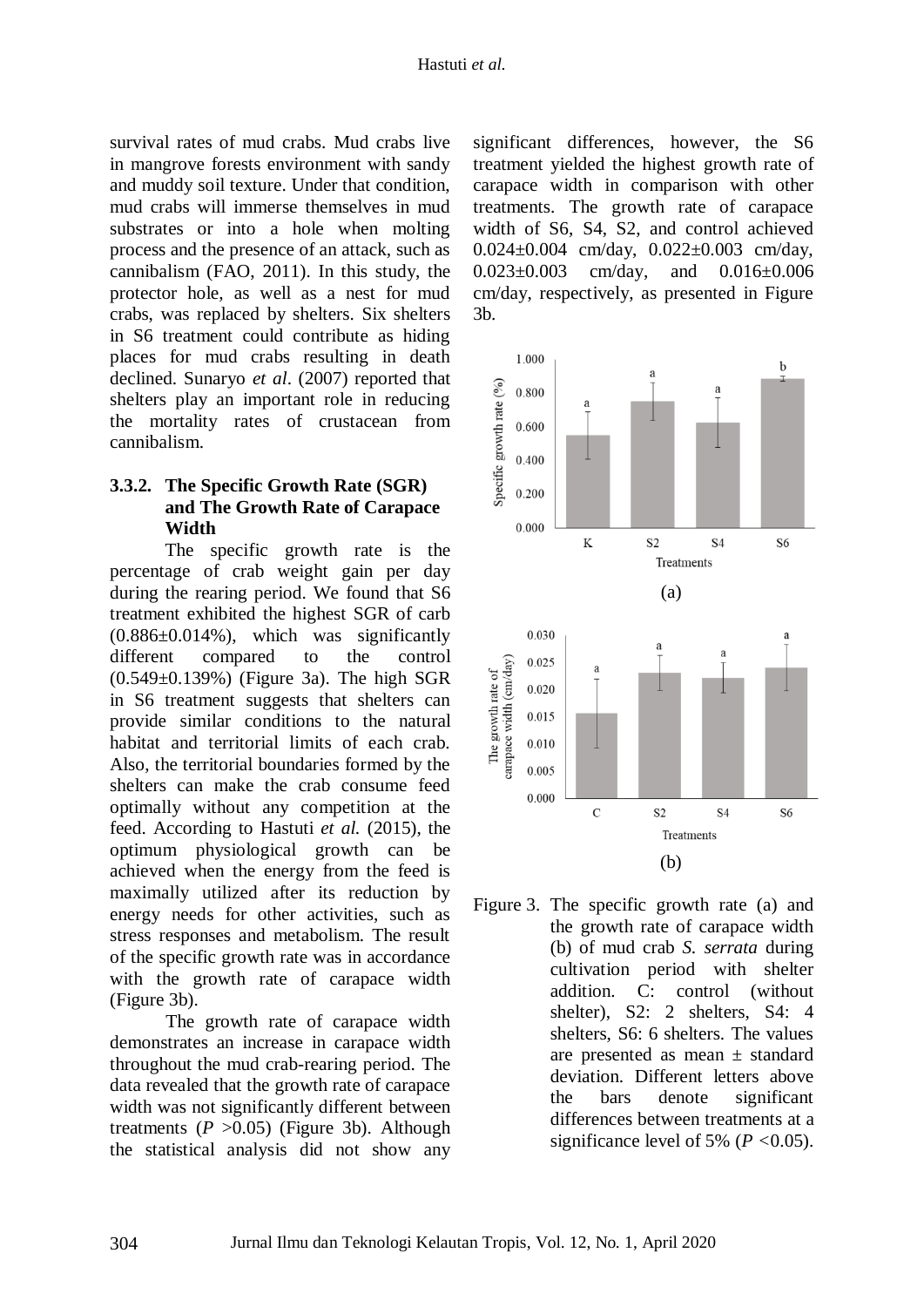survival rates of mud crabs. Mud crabs live in mangrove forests environment with sandy and muddy soil texture. Under that condition, mud crabs will immerse themselves in mud substrates or into a hole when molting process and the presence of an attack, such as cannibalism (FAO, 2011). In this study, the protector hole, as well as a nest for mud crabs, was replaced by shelters. Six shelters in S6 treatment could contribute as hiding places for mud crabs resulting in death declined. Sunaryo *et al*. (2007) reported that shelters play an important role in reducing the mortality rates of crustacean from cannibalism.

### 3.3.2. The Specific Growth Rate (SGR) and The Growth Rate of Carapace Width

The specific growth rate is the percentage of crab weight gain per day during the rearing period. We found that S6 treatment exhibited the highest SGR of carb (0.886±0.014%), which was significantly different compared to the control (0.549±0.139%) (Figure 3a). The high SGR in S6 treatment suggests that shelters can provide similar conditions to the natural habitat and territorial limits of each crab. Also, the territorial boundaries formed by the shelters can make the crab consume feed optimally without any competition at the feed. According to Hastuti *et al.* (2015), the optimum physiological growth can be achieved when the energy from the feed is maximally utilized after its reduction by energy needs for other activities, such as stress responses and metabolism. The result of the specific growth rate was in accordance with the growth rate of carapace width (Figure 3b).

The growth rate of carapace width demonstrates an increase in carapace width throughout the mud crab-rearing period. The data revealed that the growth rate of carapace width was not significantly different between treatments ($P > 0.05$) (Figure 3b). Although the statistical analysis did not show any significant differences, however, the S6 treatment yielded the highest growth rate of carapace width in comparison with other treatments. The growth rate of carapace width of S6, S4, S2, and control achieved 0.024±0.004 cm/day, 0.022±0.003 cm/day, 0.023±0.003 cm/day, and 0.016±0.006 cm/day, respectively, as presented in Figure 3b.

(a)

(b)

Figure 3. The specific growth rate (a) and the growth rate of carapace width (b) of mud crab *S. serrata* during cultivation period with shelter addition. C: control (without shelter), S2: 2 shelters, S4: 4 shelters, S6: 6 shelters. The values are presented as mean ± standard deviation. Different letters above the bars denote significant differences between treatments at a significance level of 5% ($P < 0.05$).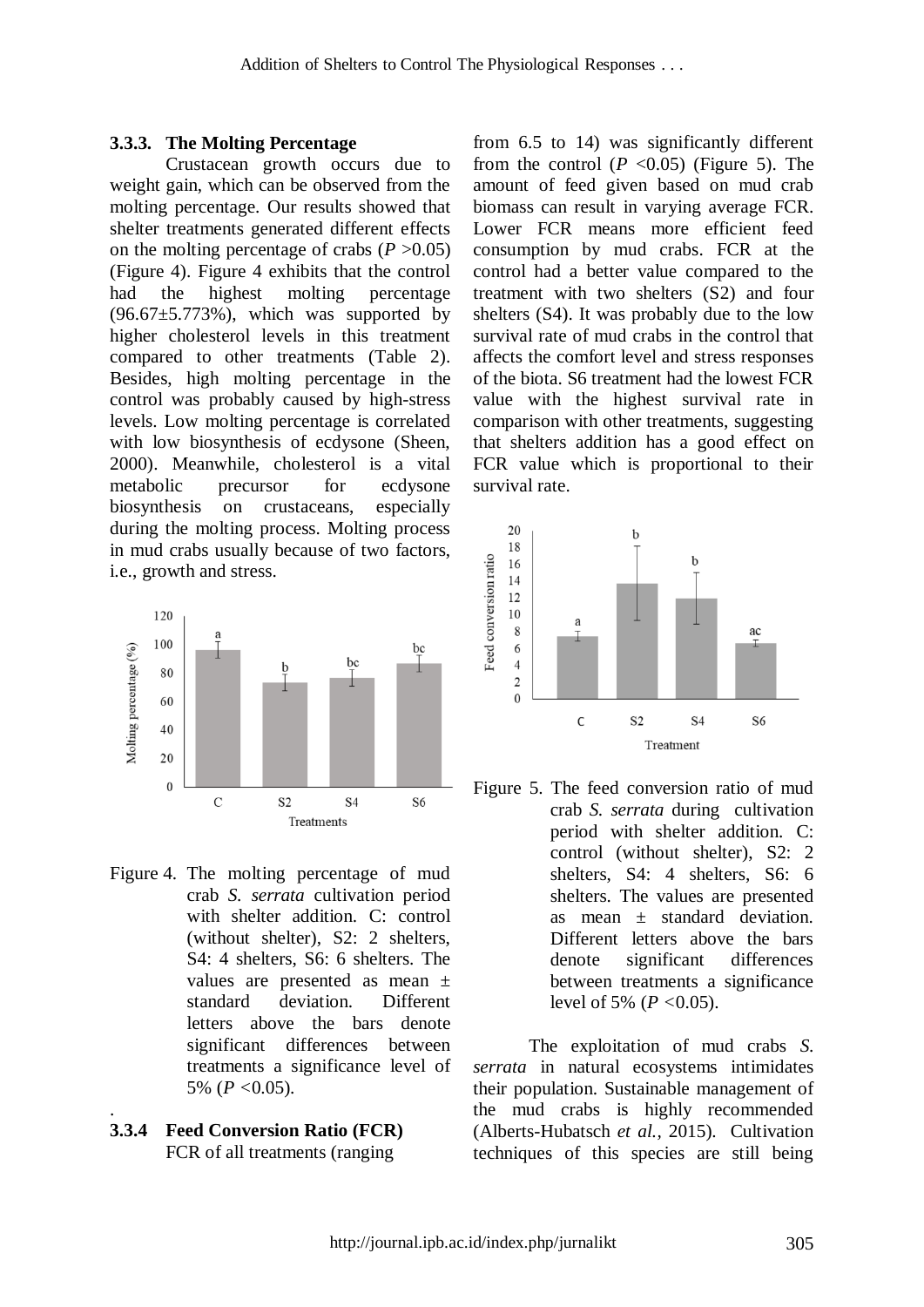### 3.3.3. The Molting Percentage

Crustacean growth occurs due to weight gain, which can be observed from the molting percentage. Our results showed that shelter treatments generated different effects on the molting percentage of crabs ($P$ >0.05) (Figure 4). Figure 4 exhibits that the control had the highest molting percentage (96.67±5.773%), which was supported by higher cholesterol levels in this treatment compared to other treatments (Table 2). Besides, high molting percentage in the control was probably caused by high-stress levels. Low molting percentage is correlated with low biosynthesis of ecdysone (Sheen, 2000). Meanwhile, cholesterol is a vital metabolic precursor for ecdysone biosynthesis on crustaceans, especially during the molting process. Molting process in mud crabs usually because of two factors, i.e., growth and stress.

Figure 4. The molting percentage of mud crab *S. serrata* cultivation period with shelter addition. C: control (without shelter), S2: 2 shelters, S4: 4 shelters, S6: 6 shelters. The values are presented as mean ± standard deviation. Different letters above the bars denote significant differences between treatments a significance level of 5% ($P$ <0.05).

### 3.3.4 Feed Conversion Ratio (FCR)

FCR of all treatments (ranging from 6.5 to 14) was significantly different from the control ($P$ <0.05) (Figure 5). The amount of feed given based on mud crab biomass can result in varying average FCR. Lower FCR means more efficient feed consumption by mud crabs. FCR at the control had a better value compared to the treatment with two shelters (S2) and four shelters (S4). It was probably due to the low survival rate of mud crabs in the control that affects the comfort level and stress responses of the biota. S6 treatment had the lowest FCR value with the highest survival rate in comparison with other treatments, suggesting that shelters addition has a good effect on FCR value which is proportional to their survival rate.

Figure 5. The feed conversion ratio of mud crab *S. serrata* during cultivation period with shelter addition. C: control (without shelter), S2: 2 shelters, S4: 4 shelters, S6: 6 shelters. The values are presented as mean ± standard deviation. Different letters above the bars denote significant differences between treatments a significance level of 5% ($P$ <0.05).

The exploitation of mud crabs *S. serrata* in natural ecosystems intimidates their population. Sustainable management of the mud crabs is highly recommended (Alberts-Hubatsch *et al.*, 2015). Cultivation techniques of this species are still being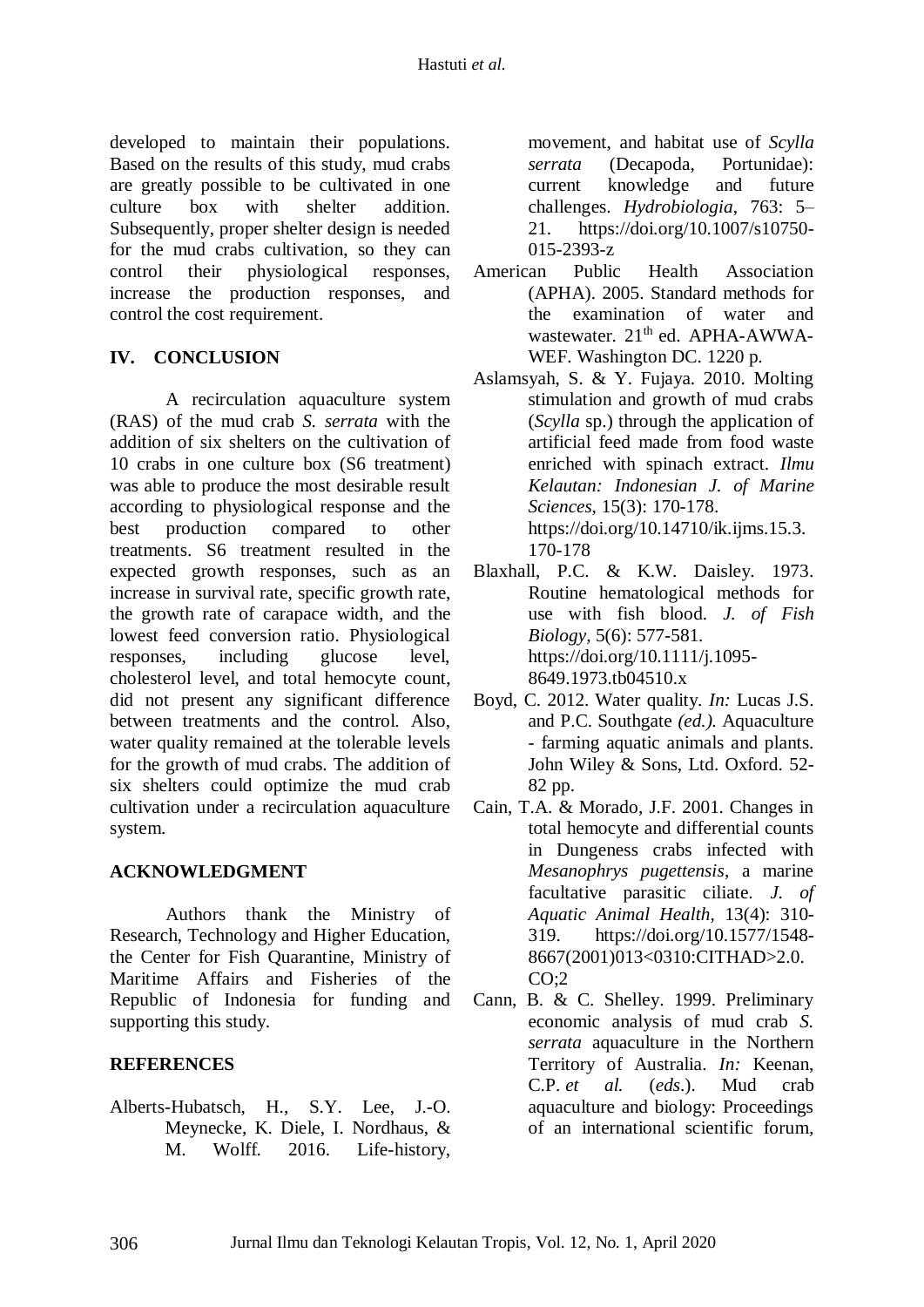developed to maintain their populations. Based on the results of this study, mud crabs are greatly possible to be cultivated in one culture box with shelter addition. Subsequently, proper shelter design is needed for the mud crabs cultivation, so they can control their physiological responses, increase the production responses, and control the cost requirement.

## IV. CONCLUSION

A recirculation aquaculture system (RAS) of the mud crab *S. serrata* with the addition of six shelters on the cultivation of 10 crabs in one culture box (S6 treatment) was able to produce the most desirable result according to physiological response and the best production compared to other treatments. S6 treatment resulted in the expected growth responses, such as an increase in survival rate, specific growth rate, the growth rate of carapace width, and the lowest feed conversion ratio. Physiological responses, including glucose level, cholesterol level, and total hemocyte count, did not present any significant difference between treatments and the control. Also, water quality remained at the tolerable levels for the growth of mud crabs. The addition of six shelters could optimize the mud crab cultivation under a recirculation aquaculture system.

## ACKNOWLEDGMENT

Authors thank the Ministry of Research, Technology and Higher Education, the Center for Fish Quarantine, Ministry of Maritime Affairs and Fisheries of the Republic of Indonesia for funding and supporting this study.

## REFERENCES

Alberts-Hubatsch, H., S.Y. Lee, J.-O. Meynecke, K. Diele, I. Nordhaus, & M. Wolff. 2016. Life-history, movement, and habitat use of *Scylla serrata* (Decapoda, Portunidae): current knowledge and future challenges. *Hydrobiologia*, 763: 5–21. https://doi.org/10.1007/s10750-015-2393-z

American Public Health Association (APHA). 2005. Standard methods for the examination of water and wastewater. 21th ed. APHA-AWWA-WEF. Washington DC. 1220 p.

Aslamsyah, S. & Y. Fujaya. 2010. Molting stimulation and growth of mud crabs (*Scylla* sp.) through the application of artificial feed made from food waste enriched with spinach extract. *Ilmu Kelautan: Indonesian J. of Marine Sciences*, 15(3): 170-178. https://doi.org/10.14710/ik.ijms.15.3.170-178

Blaxhall, P.C. & K.W. Daisley. 1973. Routine hematological methods for use with fish blood. *J. of Fish Biology*, 5(6): 577-581. https://doi.org/10.1111/j.1095-8649.1973.tb04510.x

Boyd, C. 2012. Water quality. *In:* Lucas J.S. and P.C. Southgate *(ed.).* Aquaculture - farming aquatic animals and plants. John Wiley & Sons, Ltd. Oxford. 52-82 pp.

Cain, T.A. & Morado, J.F. 2001. Changes in total hemocyte and differential counts in Dungeness crabs infected with *Mesanophrys pugettensis*, a marine facultative parasitic ciliate. *J. of Aquatic Animal Health*, 13(4): 310-319. https://doi.org/10.1577/1548-8667(2001)013<0310:CITHAD>2.0.CO;2

Cann, B. & C. Shelley. 1999. Preliminary economic analysis of mud crab *S. serrata* aquaculture in the Northern Territory of Australia. *In:* Keenan, C.P. *et al.* (*eds*.). Mud crab aquaculture and biology: Proceedings of an international scientific forum,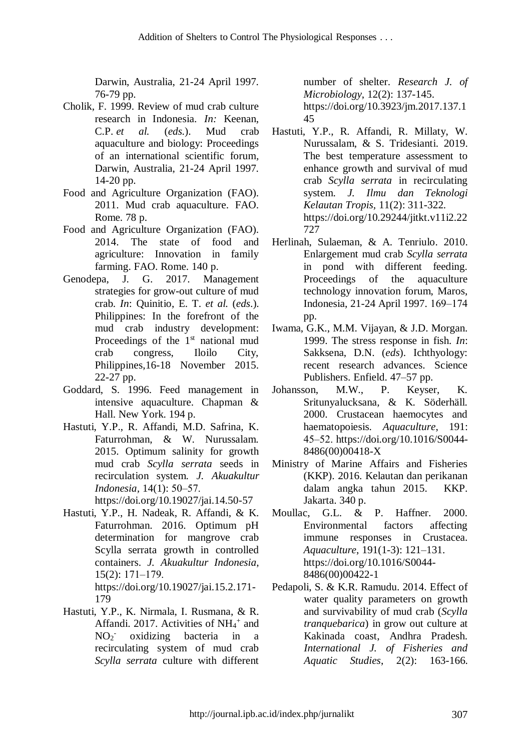Darwin, Australia, 21-24 April 1997. 76-79 pp.

Cholik, F. 1999. Review of mud crab culture research in Indonesia. *In:* Keenan, C.P. *et al.* (*eds.*). Mud crab aquaculture and biology: Proceedings of an international scientific forum, Darwin, Australia, 21-24 April 1997. 14-20 pp.

Food and Agriculture Organization (FAO). 2011. Mud crab aquaculture. FAO. Rome. 78 p.

Food and Agriculture Organization (FAO). 2014. The state of food and agriculture: Innovation in family farming. FAO. Rome. 140 p.

Genodepa, J. G. 2017. Management strategies for grow-out culture of mud crab. *In*: Quinitio, E. T. *et al.* (*eds*.). Philippines: In the forefront of the mud crab industry development: Proceedings of the 1st national mud crab congress, Iloilo City, Philippines,16-18 November 2015. 22-27 pp.

Goddard, S. 1996. Feed management in intensive aquaculture. Chapman & Hall. New York. 194 p.

Hastuti, Y.P., R. Affandi, M.D. Safrina, K. Faturrohman, & W. Nurussalam. 2015. Optimum salinity for growth mud crab *Scylla serrata* seeds in recirculation system. *J. Akuakultur Indonesia*, 14(1): 50–57. https://doi.org/10.19027/jai.14.50-57

Hastuti, Y.P., H. Nadeak, R. Affandi, & K. Faturrohman. 2016. Optimum pH determination for mangrove crab Scylla serrata growth in controlled containers. *J. Akuakultur Indonesia*, 15(2): 171–179. https://doi.org/10.19027/jai.15.2.171-179

Hastuti, Y.P., K. Nirmala, I. Rusmana, & R. Affandi. 2017. Activities of $NH_4^+$ and $NO_2^-$ oxidizing bacteria in a recirculating system of mud crab *Scylla serrata* culture with different number of shelter. *Research J. of Microbiology*, 12(2): 137-145. https://doi.org/10.3923/jm.2017.137.145

Hastuti, Y.P., R. Affandi, R. Millaty, W. Nurussalam, & S. Tridesianti. 2019. The best temperature assessment to enhance growth and survival of mud crab *Scylla serrata* in recirculating system. *J. Ilmu dan Teknologi Kelautan Tropis*, 11(2): 311-322. https://doi.org/10.29244/jitkt.v11i2.22727

Herlinah, Sulaeman, & A. Tenriulo. 2010. Enlargement mud crab *Scylla serrata* in pond with different feeding. Proceedings of the aquaculture technology innovation forum, Maros, Indonesia, 21-24 April 1997. 169–174 pp.

Iwama, G.K., M.M. Vijayan, & J.D. Morgan. 1999. The stress response in fish. *In*: Sakksena, D.N. (*eds*). Ichthyology: recent research advances. Science Publishers. Enfield. 47–57 pp.

Johansson, M.W., P. Keyser, K. Sritunyalucksana, & K. Söderhäll. 2000. Crustacean haemocytes and haematopoiesis. *Aquaculture*, 191: 45–52. https://doi.org/10.1016/S0044-8486(00)00418-X

Ministry of Marine Affairs and Fisheries (KKP). 2016. Kelautan dan perikanan dalam angka tahun 2015. KKP. Jakarta. 340 p.

Moullac, G.L. & P. Haffner. 2000. Environmental factors affecting immune responses in Crustacea. *Aquaculture*, 191(1-3): 121–131. https://doi.org/10.1016/S0044-8486(00)00422-1

Pedapoli, S. & K.R. Ramudu. 2014. Effect of water quality parameters on growth and survivability of mud crab (*Scylla tranquebarica*) in grow out culture at Kakinada coast, Andhra Pradesh. *International J. of Fisheries and Aquatic Studies*, 2(2): 163-166.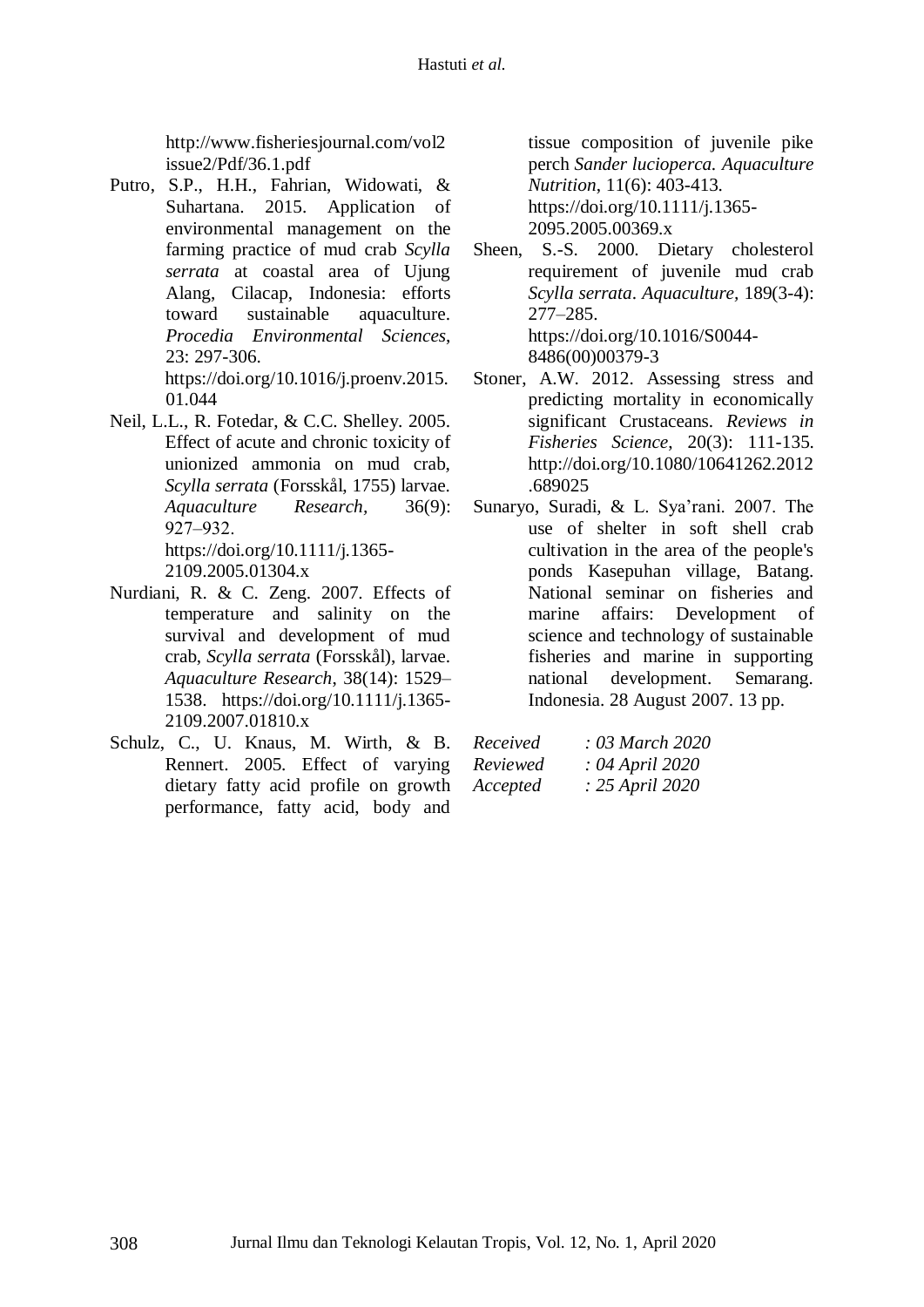http://www.fisheriesjournal.com/vol2issue2/Pdf/36.1.pdf

Putro, S.P., H.H., Fahrian, Widowati, & Suhartana. 2015. Application of environmental management on the farming practice of mud crab *Scylla serrata* at coastal area of Ujung Alang, Cilacap, Indonesia: efforts toward sustainable aquaculture. *Procedia Environmental Sciences*, 23: 297-306. https://doi.org/10.1016/j.proenv.2015.01.044

Neil, L.L., R. Fotedar, & C.C. Shelley. 2005. Effect of acute and chronic toxicity of unionized ammonia on mud crab, *Scylla serrata* (Forsskål, 1755) larvae. *Aquaculture Research*, 36(9): 927–932. https://doi.org/10.1111/j.1365-2109.2005.01304.x

Nurdiani, R. & C. Zeng. 2007. Effects of temperature and salinity on the survival and development of mud crab, *Scylla serrata* (Forsskål), larvae. *Aquaculture Research*, 38(14): 1529–1538. https://doi.org/10.1111/j.1365-2109.2007.01810.x

Schulz, C., U. Knaus, M. Wirth, & B. Rennert. 2005. Effect of varying dietary fatty acid profile on growth performance, fatty acid, body and tissue composition of juvenile pike perch *Sander lucioperca*. *Aquaculture Nutrition*, 11(6): 403-413. https://doi.org/10.1111/j.1365-2095.2005.00369.x

Sheen, S.-S. 2000. Dietary cholesterol requirement of juvenile mud crab *Scylla serrata*. *Aquaculture*, 189(3-4): 277–285. https://doi.org/10.1016/S0044-8486(00)00379-3

Stoner, A.W. 2012. Assessing stress and predicting mortality in economically significant Crustaceans. *Reviews in Fisheries Science*, 20(3): 111-135. http://doi.org/10.1080/10641262.2012.689025

Sunaryo, Suradi, & L. Sya'rani. 2007. The use of shelter in soft shell crab cultivation in the area of the people's ponds Kasepuhan village, Batang. National seminar on fisheries and marine affairs: Development of science and technology of sustainable fisheries and marine in supporting national development. Semarang. Indonesia. 28 August 2007. 13 pp.

*Received : 03 March 2020*
*Reviewed : 04 April 2020*
*Accepted : 25 April 2020*